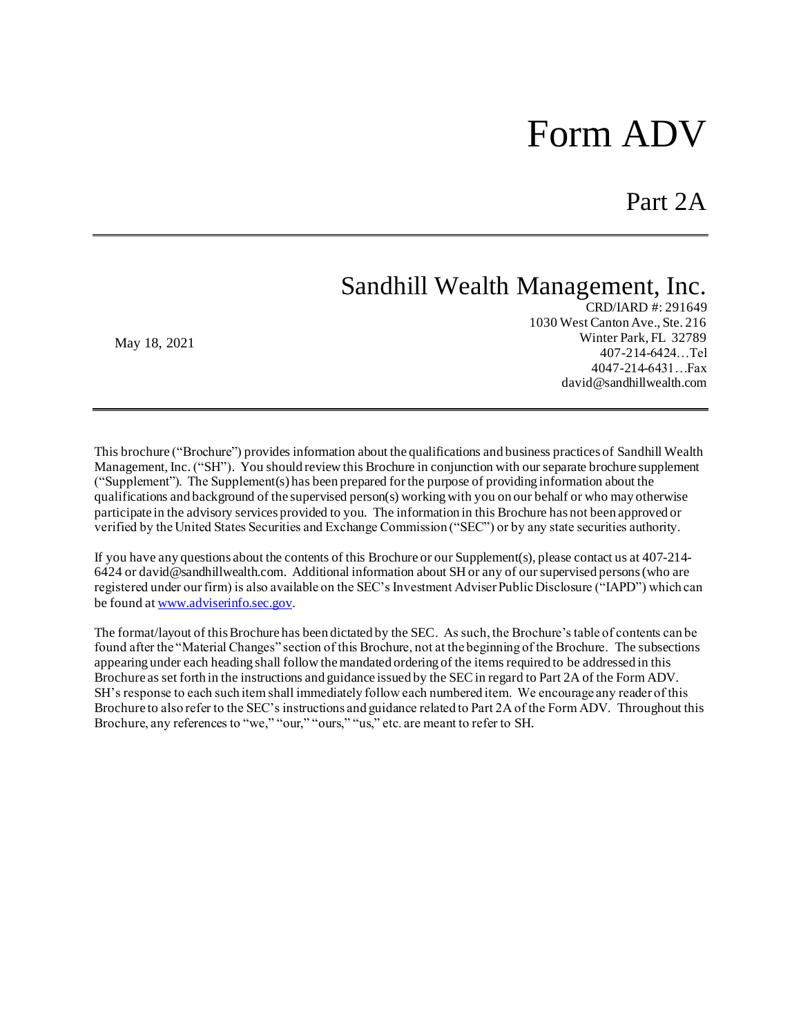# Form ADV

## Part 2A

---

## Sandhill Wealth Management, Inc.

May 18, 2021

CRD/IARD #: 291649
1030 West Canton Ave., Ste. 216
Winter Park, FL 32789
407-214-6424…Tel
4047-214-6431…Fax
david@sandhillwealth.com

---

This brochure ("Brochure") provides information about the qualifications and business practices of Sandhill Wealth Management, Inc. ("SH"). You should review this Brochure in conjunction with our separate brochure supplement ("Supplement"). The Supplement(s) has been prepared for the purpose of providing information about the qualifications and background of the supervised person(s) working with you on our behalf or who may otherwise participate in the advisory services provided to you. The information in this Brochure has not been approved or verified by the United States Securities and Exchange Commission ("SEC") or by any state securities authority.

If you have any questions about the contents of this Brochure or our Supplement(s), please contact us at 407-214-6424 or david@sandhillwealth.com. Additional information about SH or any of our supervised persons (who are registered under our firm) is also available on the SEC's Investment Adviser Public Disclosure ("IAPD") which can be found at [www.adviserinfo.sec.gov](http://www.adviserinfo.sec.gov).

The format/layout of this Brochure has been dictated by the SEC. As such, the Brochure's table of contents can be found after the "Material Changes" section of this Brochure, not at the beginning of the Brochure. The subsections appearing under each heading shall follow the mandated ordering of the items required to be addressed in this Brochure as set forth in the instructions and guidance issued by the SEC in regard to Part 2A of the Form ADV. SH's response to each such item shall immediately follow each numbered item. We encourage any reader of this Brochure to also refer to the SEC's instructions and guidance related to Part 2A of the Form ADV. Throughout this Brochure, any references to "we," "our," "ours," "us," etc. are meant to refer to SH.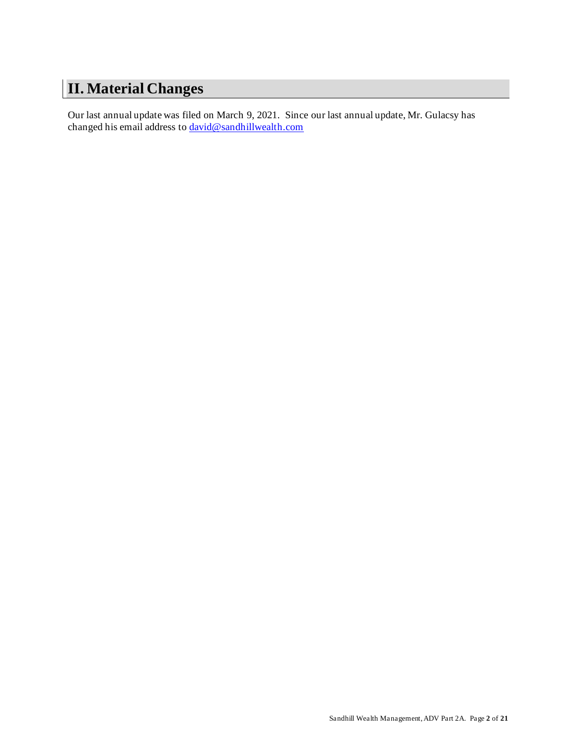## II. Material Changes

Our last annual update was filed on March 9, 2021. Since our last annual update, Mr. Gulacsy has changed his email address to david@sandhillwealth.com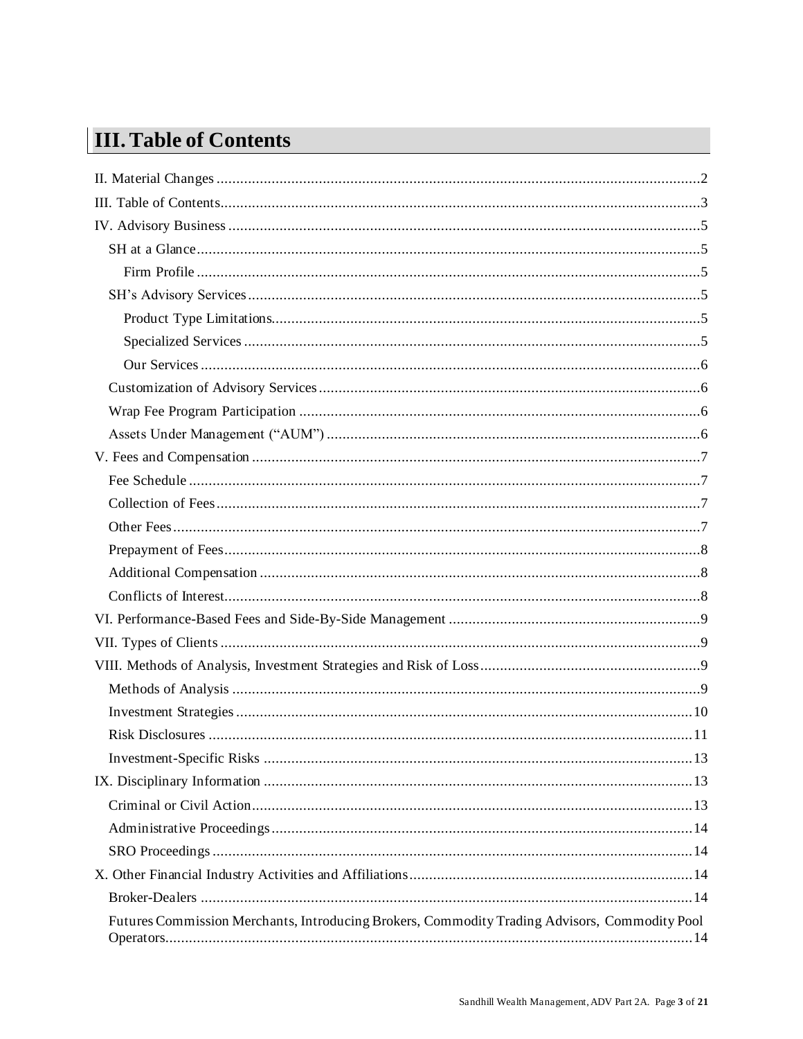# III. Table of Contents

II. Material Changes ..... 2
III. Table of Contents ..... 3
IV. Advisory Business ..... 5
- SH at a Glance ..... 5
  - Firm Profile ..... 5
- SH's Advisory Services ..... 5
  - Product Type Limitations ..... 5
  - Specialized Services ..... 5
  - Our Services ..... 6
- Customization of Advisory Services ..... 6
- Wrap Fee Program Participation ..... 6
- Assets Under Management ("AUM") ..... 6

V. Fees and Compensation ..... 7
- Fee Schedule ..... 7
- Collection of Fees ..... 7
- Other Fees ..... 7
- Prepayment of Fees ..... 8
- Additional Compensation ..... 8
- Conflicts of Interest ..... 8

VI. Performance-Based Fees and Side-By-Side Management ..... 9
VII. Types of Clients ..... 9
VIII. Methods of Analysis, Investment Strategies and Risk of Loss ..... 9
- Methods of Analysis ..... 9
- Investment Strategies ..... 10
- Risk Disclosures ..... 11
- Investment-Specific Risks ..... 13

IX. Disciplinary Information ..... 13
- Criminal or Civil Action ..... 13
- Administrative Proceedings ..... 14
- SRO Proceedings ..... 14

X. Other Financial Industry Activities and Affiliations ..... 14
- Broker-Dealers ..... 14
- Futures Commission Merchants, Introducing Brokers, Commodity Trading Advisors, Commodity Pool Operators ..... 14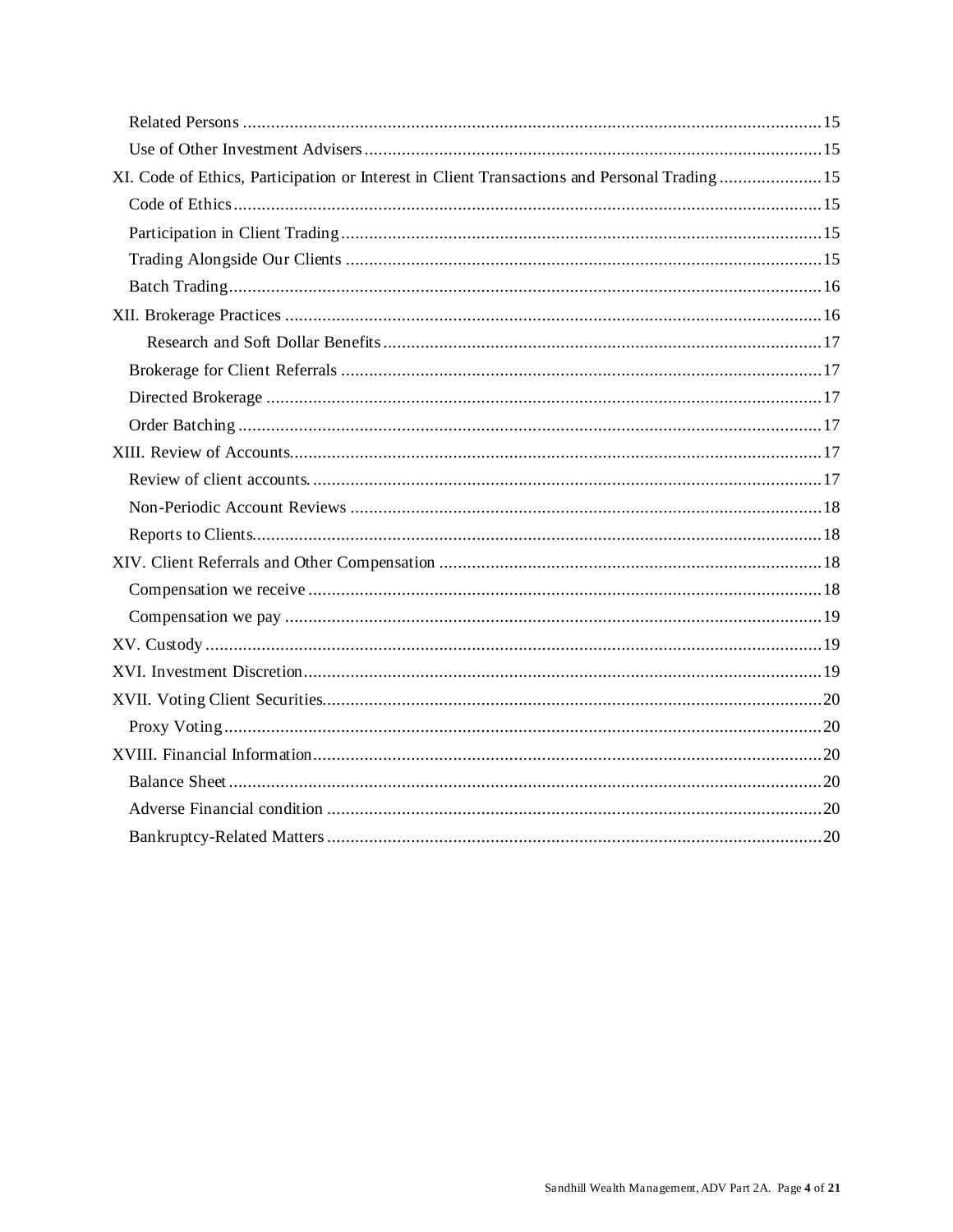- Related Persons ........................................................................................................................15
- Use of Other Investment Advisers ................................................................................................15

XI. Code of Ethics, Participation or Interest in Client Transactions and Personal Trading ......................15

- Code of Ethics ..............................................................................................................................15
- Participation in Client Trading .......................................................................................................15
- Trading Alongside Our Clients .......................................................................................................15
- Batch Trading ...............................................................................................................................16

XII. Brokerage Practices ......................................................................................................................16

- Research and Soft Dollar Benefits ..............................................................................................17
- Brokerage for Client Referrals .......................................................................................................17
- Directed Brokerage .......................................................................................................................17
- Order Batching ..............................................................................................................................17

XIII. Review of Accounts........................................................................................................................17

- Review of client accounts. .............................................................................................................17
- Non-Periodic Account Reviews .....................................................................................................18
- Reports to Clients...........................................................................................................................18

XIV. Client Referrals and Other Compensation ..................................................................................18

- Compensation we receive ..............................................................................................................18
- Compensation we pay ....................................................................................................................19

XV. Custody .........................................................................................................................................19

XVI. Investment Discretion...................................................................................................................19

XVII. Voting Client Securities...............................................................................................................20

- Proxy Voting .................................................................................................................................20

XVIII. Financial Information.................................................................................................................20

- Balance Sheet ...............................................................................................................................20
- Adverse Financial condition ..........................................................................................................20
- Bankruptcy-Related Matters ..........................................................................................................20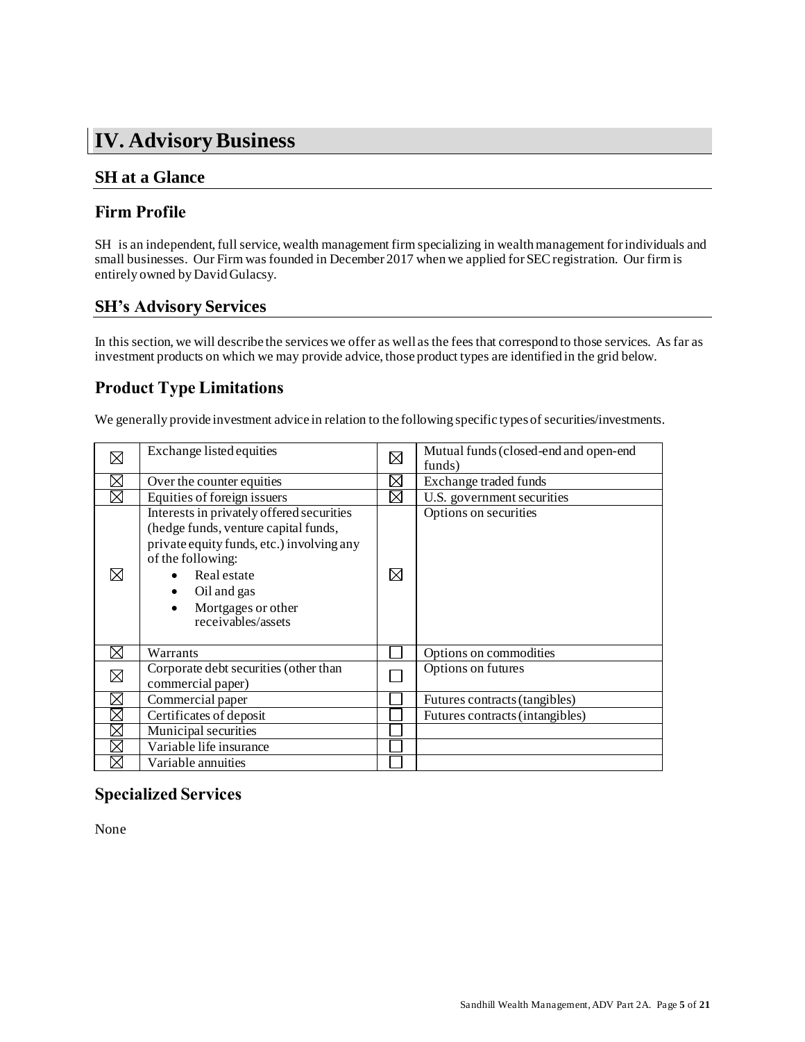# IV. Advisory Business

## SH at a Glance

## Firm Profile

SH is an independent, full service, wealth management firm specializing in wealth management for individuals and small businesses. Our Firm was founded in December 2017 when we applied for SEC registration. Our firm is entirely owned by David Gulacsy.

## SH's Advisory Services

In this section, we will describe the services we offer as well as the fees that correspond to those services. As far as investment products on which we may provide advice, those product types are identified in the grid below.

## Product Type Limitations

We generally provide investment advice in relation to the following specific types of securities/investments.

| | | | |
|---|---|---|---|
| ☒ | Exchange listed equities | ☒ | Mutual funds (closed-end and open-end funds) |
| ☒ | Over the counter equities | ☒ | Exchange traded funds |
| ☒ | Equities of foreign issuers | ☒ | U.S. government securities |
| ☒ | Interests in privately offered securities (hedge funds, venture capital funds, private equity funds, etc.) involving any of the following: <br>• Real estate <br>• Oil and gas <br>• Mortgages or other receivables/assets | ☒ | Options on securities |
| ☒ | Warrants | ☐ | Options on commodities |
| ☒ | Corporate debt securities (other than commercial paper) | ☐ | Options on futures |
| ☒ | Commercial paper | ☐ | Futures contracts (tangibles) |
| ☒ | Certificates of deposit | ☐ | Futures contracts (intangibles) |
| ☒ | Municipal securities | ☐ | |
| ☒ | Variable life insurance | ☐ | |
| ☒ | Variable annuities | ☐ | |

## Specialized Services

None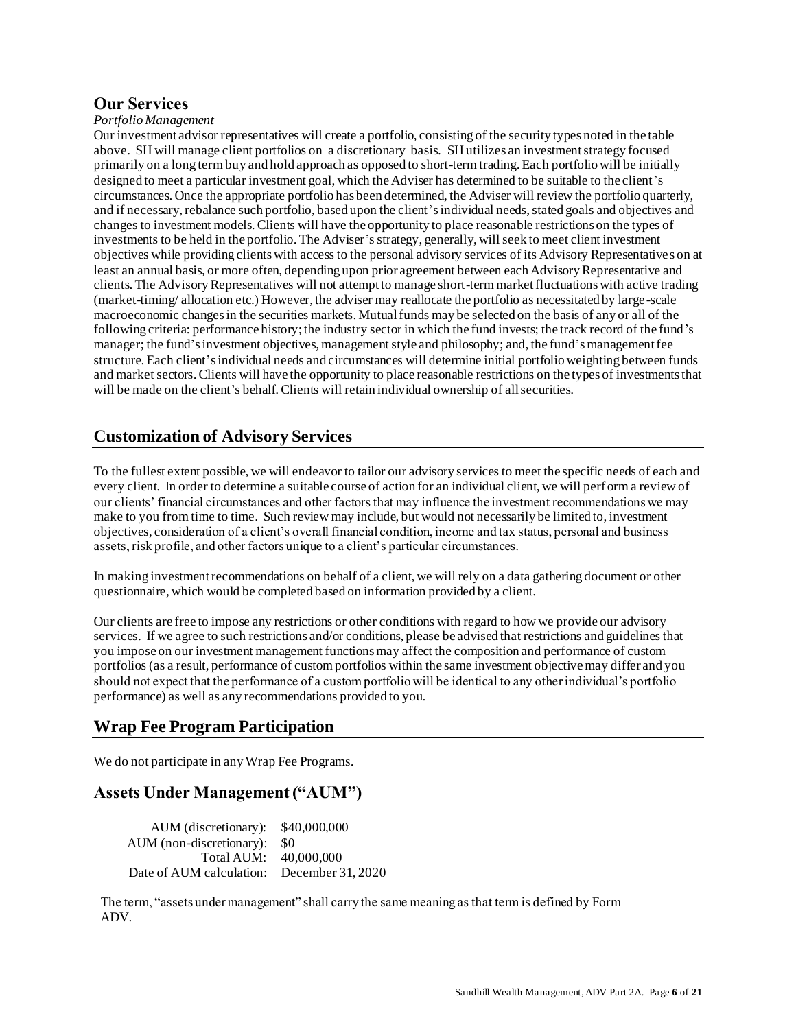## Our Services

*Portfolio Management*

Our investment advisor representatives will create a portfolio, consisting of the security types noted in the table above. SH will manage client portfolios on a discretionary basis. SH utilizes an investment strategy focused primarily on a long term buy and hold approach as opposed to short-term trading. Each portfolio will be initially designed to meet a particular investment goal, which the Adviser has determined to be suitable to the client's circumstances. Once the appropriate portfolio has been determined, the Adviser will review the portfolio quarterly, and if necessary, rebalance such portfolio, based upon the client's individual needs, stated goals and objectives and changes to investment models. Clients will have the opportunity to place reasonable restrictions on the types of investments to be held in the portfolio. The Adviser's strategy, generally, will seek to meet client investment objectives while providing clients with access to the personal advisory services of its Advisory Representatives on at least an annual basis, or more often, depending upon prior agreement between each Advisory Representative and clients. The Advisory Representatives will not attempt to manage short-term market fluctuations with active trading (market-timing/ allocation etc.) However, the adviser may reallocate the portfolio as necessitated by large-scale macroeconomic changes in the securities markets. Mutual funds may be selected on the basis of any or all of the following criteria: performance history; the industry sector in which the fund invests; the track record of the fund's manager; the fund's investment objectives, management style and philosophy; and, the fund's management fee structure. Each client's individual needs and circumstances will determine initial portfolio weighting between funds and market sectors. Clients will have the opportunity to place reasonable restrictions on the types of investments that will be made on the client's behalf. Clients will retain individual ownership of all securities.

## Customization of Advisory Services

To the fullest extent possible, we will endeavor to tailor our advisory services to meet the specific needs of each and every client. In order to determine a suitable course of action for an individual client, we will perform a review of our clients' financial circumstances and other factors that may influence the investment recommendations we may make to you from time to time. Such review may include, but would not necessarily be limited to, investment objectives, consideration of a client's overall financial condition, income and tax status, personal and business assets, risk profile, and other factors unique to a client's particular circumstances.

In making investment recommendations on behalf of a client, we will rely on a data gathering document or other questionnaire, which would be completed based on information provided by a client.

Our clients are free to impose any restrictions or other conditions with regard to how we provide our advisory services. If we agree to such restrictions and/or conditions, please be advised that restrictions and guidelines that you impose on our investment management functions may affect the composition and performance of custom portfolios (as a result, performance of custom portfolios within the same investment objective may differ and you should not expect that the performance of a custom portfolio will be identical to any other individual's portfolio performance) as well as any recommendations provided to you.

## Wrap Fee Program Participation

We do not participate in any Wrap Fee Programs.

## Assets Under Management ("AUM")

| | |
|---|---|
| AUM (discretionary): | $40,000,000 |
| AUM (non-discretionary): | $0 |
| Total AUM: | 40,000,000 |
| Date of AUM calculation: | December 31, 2020 |

The term, "assets under management" shall carry the same meaning as that term is defined by Form ADV.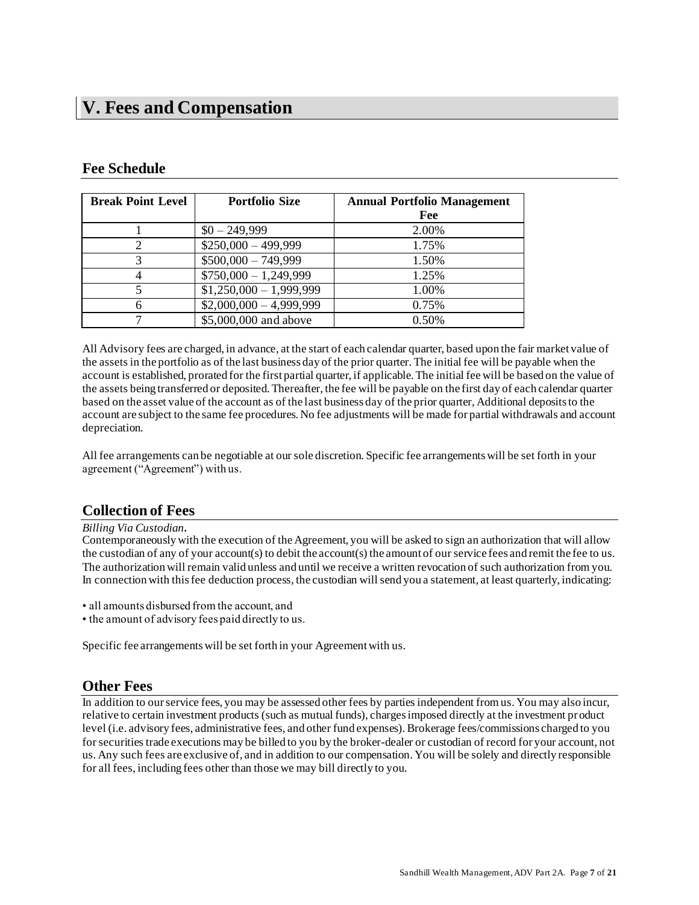# V. Fees and Compensation

## Fee Schedule

| Break Point Level | Portfolio Size | Annual Portfolio Management Fee |
|---|---|---|
| 1 | $0 – 249,999 | 2.00% |
| 2 | $250,000 – 499,999 | 1.75% |
| 3 | $500,000 – 749,999 | 1.50% |
| 4 | $750,000 – 1,249,999 | 1.25% |
| 5 | $1,250,000 – 1,999,999 | 1.00% |
| 6 | $2,000,000 – 4,999,999 | 0.75% |
| 7 | $5,000,000 and above | 0.50% |

All Advisory fees are charged, in advance, at the start of each calendar quarter, based upon the fair market value of the assets in the portfolio as of the last business day of the prior quarter. The initial fee will be payable when the account is established, prorated for the first partial quarter, if applicable. The initial fee will be based on the value of the assets being transferred or deposited. Thereafter, the fee will be payable on the first day of each calendar quarter based on the asset value of the account as of the last business day of the prior quarter, Additional deposits to the account are subject to the same fee procedures. No fee adjustments will be made for partial withdrawals and account depreciation.

All fee arrangements can be negotiable at our sole discretion. Specific fee arrangements will be set forth in your agreement ("Agreement") with us.

## Collection of Fees

*Billing Via Custodian*.

Contemporaneously with the execution of the Agreement, you will be asked to sign an authorization that will allow the custodian of any of your account(s) to debit the account(s) the amount of our service fees and remit the fee to us. The authorization will remain valid unless and until we receive a written revocation of such authorization from you. In connection with this fee deduction process, the custodian will send you a statement, at least quarterly, indicating:

- all amounts disbursed from the account, and
- the amount of advisory fees paid directly to us.

Specific fee arrangements will be set forth in your Agreement with us.

## Other Fees

In addition to our service fees, you may be assessed other fees by parties independent from us. You may also incur, relative to certain investment products (such as mutual funds), charges imposed directly at the investment product level (i.e. advisory fees, administrative fees, and other fund expenses). Brokerage fees/commissions charged to you for securities trade executions may be billed to you by the broker-dealer or custodian of record for your account, not us. Any such fees are exclusive of, and in addition to our compensation. You will be solely and directly responsible for all fees, including fees other than those we may bill directly to you.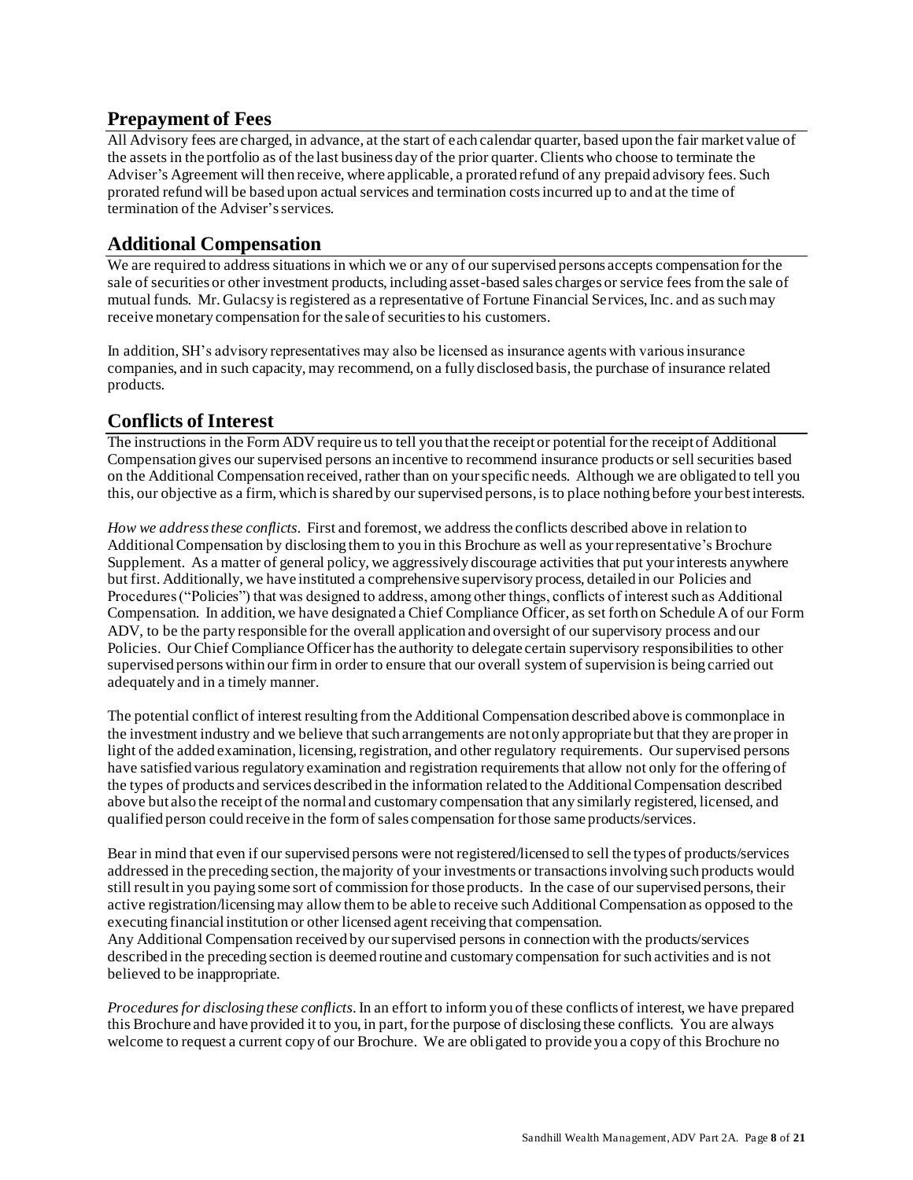## Prepayment of Fees

All Advisory fees are charged, in advance, at the start of each calendar quarter, based upon the fair market value of the assets in the portfolio as of the last business day of the prior quarter. Clients who choose to terminate the Adviser's Agreement will then receive, where applicable, a prorated refund of any prepaid advisory fees. Such prorated refund will be based upon actual services and termination costs incurred up to and at the time of termination of the Adviser's services.

## Additional Compensation

We are required to address situations in which we or any of our supervised persons accepts compensation for the sale of securities or other investment products, including asset-based sales charges or service fees from the sale of mutual funds. Mr. Gulacsy is registered as a representative of Fortune Financial Services, Inc. and as such may receive monetary compensation for the sale of securities to his customers.

In addition, SH's advisory representatives may also be licensed as insurance agents with various insurance companies, and in such capacity, may recommend, on a fully disclosed basis, the purchase of insurance related products.

## Conflicts of Interest

The instructions in the Form ADV require us to tell you that the receipt or potential for the receipt of Additional Compensation gives our supervised persons an incentive to recommend insurance products or sell securities based on the Additional Compensation received, rather than on your specific needs. Although we are obligated to tell you this, our objective as a firm, which is shared by our supervised persons, is to place nothing before your best interests.

*How we address these conflicts*. First and foremost, we address the conflicts described above in relation to Additional Compensation by disclosing them to you in this Brochure as well as your representative's Brochure Supplement. As a matter of general policy, we aggressively discourage activities that put your interests anywhere but first. Additionally, we have instituted a comprehensive supervisory process, detailed in our Policies and Procedures ("Policies") that was designed to address, among other things, conflicts of interest such as Additional Compensation. In addition, we have designated a Chief Compliance Officer, as set forth on Schedule A of our Form ADV, to be the party responsible for the overall application and oversight of our supervisory process and our Policies. Our Chief Compliance Officer has the authority to delegate certain supervisory responsibilities to other supervised persons within our firm in order to ensure that our overall system of supervision is being carried out adequately and in a timely manner.

The potential conflict of interest resulting from the Additional Compensation described above is commonplace in the investment industry and we believe that such arrangements are not only appropriate but that they are proper in light of the added examination, licensing, registration, and other regulatory requirements. Our supervised persons have satisfied various regulatory examination and registration requirements that allow not only for the offering of the types of products and services described in the information related to the Additional Compensation described above but also the receipt of the normal and customary compensation that any similarly registered, licensed, and qualified person could receive in the form of sales compensation for those same products/services.

Bear in mind that even if our supervised persons were not registered/licensed to sell the types of products/services addressed in the preceding section, the majority of your investments or transactions involving such products would still result in you paying some sort of commission for those products. In the case of our supervised persons, their active registration/licensing may allow them to be able to receive such Additional Compensation as opposed to the executing financial institution or other licensed agent receiving that compensation.
Any Additional Compensation received by our supervised persons in connection with the products/services described in the preceding section is deemed routine and customary compensation for such activities and is not believed to be inappropriate.

*Procedures for disclosing these conflicts*. In an effort to inform you of these conflicts of interest, we have prepared this Brochure and have provided it to you, in part, for the purpose of disclosing these conflicts. You are always welcome to request a current copy of our Brochure. We are obligated to provide you a copy of this Brochure no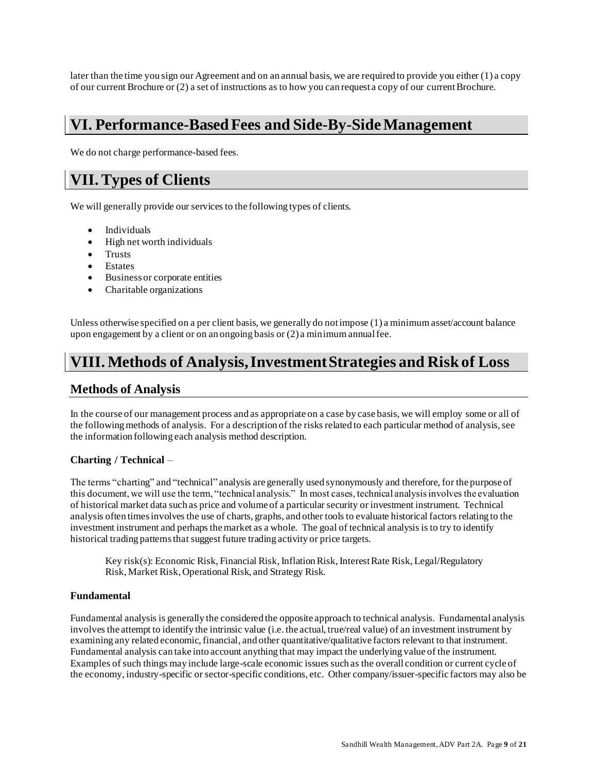later than the time you sign our Agreement and on an annual basis, we are required to provide you either (1) a copy of our current Brochure or (2) a set of instructions as to how you can request a copy of our current Brochure.

# VI. Performance-Based Fees and Side-By-Side Management

We do not charge performance-based fees.

# VII. Types of Clients

We will generally provide our services to the following types of clients.

- Individuals
- High net worth individuals
- Trusts
- Estates
- Business or corporate entities
- Charitable organizations

Unless otherwise specified on a per client basis, we generally do not impose (1) a minimum asset/account balance upon engagement by a client or on an ongoing basis or (2) a minimum annual fee.

# VIII. Methods of Analysis, Investment Strategies and Risk of Loss

## Methods of Analysis

In the course of our management process and as appropriate on a case by case basis, we will employ some or all of the following methods of analysis. For a description of the risks related to each particular method of analysis, see the information following each analysis method description.

**Charting / Technical** –

The terms "charting" and "technical" analysis are generally used synonymously and therefore, for the purpose of this document, we will use the term, "technical analysis." In most cases, technical analysis involves the evaluation of historical market data such as price and volume of a particular security or investment instrument. Technical analysis often times involves the use of charts, graphs, and other tools to evaluate historical factors relating to the investment instrument and perhaps the market as a whole. The goal of technical analysis is to try to identify historical trading patterns that suggest future trading activity or price targets.

> Key risk(s): Economic Risk, Financial Risk, Inflation Risk, Interest Rate Risk, Legal/Regulatory Risk, Market Risk, Operational Risk, and Strategy Risk.

**Fundamental**

Fundamental analysis is generally the considered the opposite approach to technical analysis. Fundamental analysis involves the attempt to identify the intrinsic value (i.e. the actual, true/real value) of an investment instrument by examining any related economic, financial, and other quantitative/qualitative factors relevant to that instrument. Fundamental analysis can take into account anything that may impact the underlying value of the instrument. Examples of such things may include large-scale economic issues such as the overall condition or current cycle of the economy, industry-specific or sector-specific conditions, etc. Other company/issuer-specific factors may also be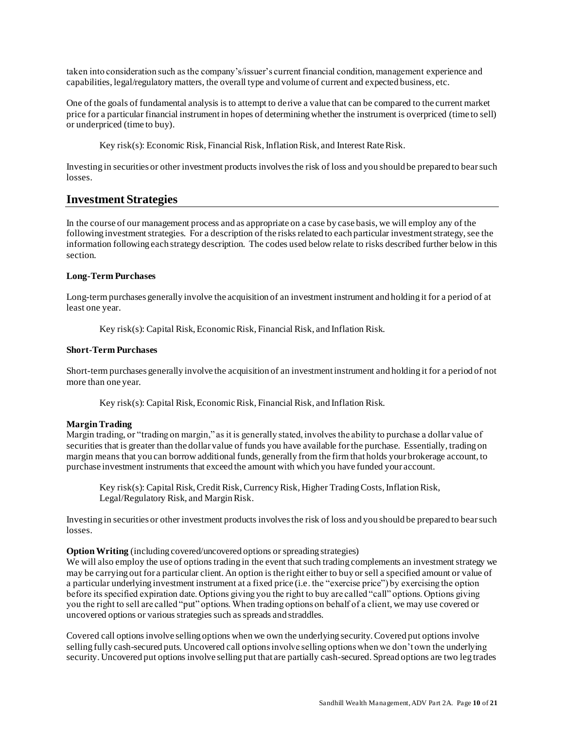taken into consideration such as the company's/issuer's current financial condition, management experience and capabilities, legal/regulatory matters, the overall type and volume of current and expected business, etc.

One of the goals of fundamental analysis is to attempt to derive a value that can be compared to the current market price for a particular financial instrument in hopes of determining whether the instrument is overpriced (time to sell) or underpriced (time to buy).

> Key risk(s): Economic Risk, Financial Risk, Inflation Risk, and Interest Rate Risk.

Investing in securities or other investment products involves the risk of loss and you should be prepared to bear such losses.

## Investment Strategies

In the course of our management process and as appropriate on a case by case basis, we will employ any of the following investment strategies. For a description of the risks related to each particular investment strategy, see the information following each strategy description. The codes used below relate to risks described further below in this section.

**Long-Term Purchases**

Long-term purchases generally involve the acquisition of an investment instrument and holding it for a period of at least one year.

> Key risk(s): Capital Risk, Economic Risk, Financial Risk, and Inflation Risk.

**Short-Term Purchases**

Short-term purchases generally involve the acquisition of an investment instrument and holding it for a period of not more than one year.

> Key risk(s): Capital Risk, Economic Risk, Financial Risk, and Inflation Risk.

**Margin Trading**

Margin trading, or "trading on margin," as it is generally stated, involves the ability to purchase a dollar value of securities that is greater than the dollar value of funds you have available for the purchase. Essentially, trading on margin means that you can borrow additional funds, generally from the firm that holds your brokerage account, to purchase investment instruments that exceed the amount with which you have funded your account.

> Key risk(s): Capital Risk, Credit Risk, Currency Risk, Higher Trading Costs, Inflation Risk, Legal/Regulatory Risk, and Margin Risk.

Investing in securities or other investment products involves the risk of loss and you should be prepared to bear such losses.

**Option Writing** (including covered/uncovered options or spreading strategies)

We will also employ the use of options trading in the event that such trading complements an investment strategy we may be carrying out for a particular client. An option is the right either to buy or sell a specified amount or value of a particular underlying investment instrument at a fixed price (i.e. the "exercise price") by exercising the option before its specified expiration date. Options giving you the right to buy are called "call" options. Options giving you the right to sell are called "put" options. When trading options on behalf of a client, we may use covered or uncovered options or various strategies such as spreads and straddles.

Covered call options involve selling options when we own the underlying security. Covered put options involve selling fully cash-secured puts. Uncovered call options involve selling options when we don't own the underlying security. Uncovered put options involve selling put that are partially cash-secured. Spread options are two leg trades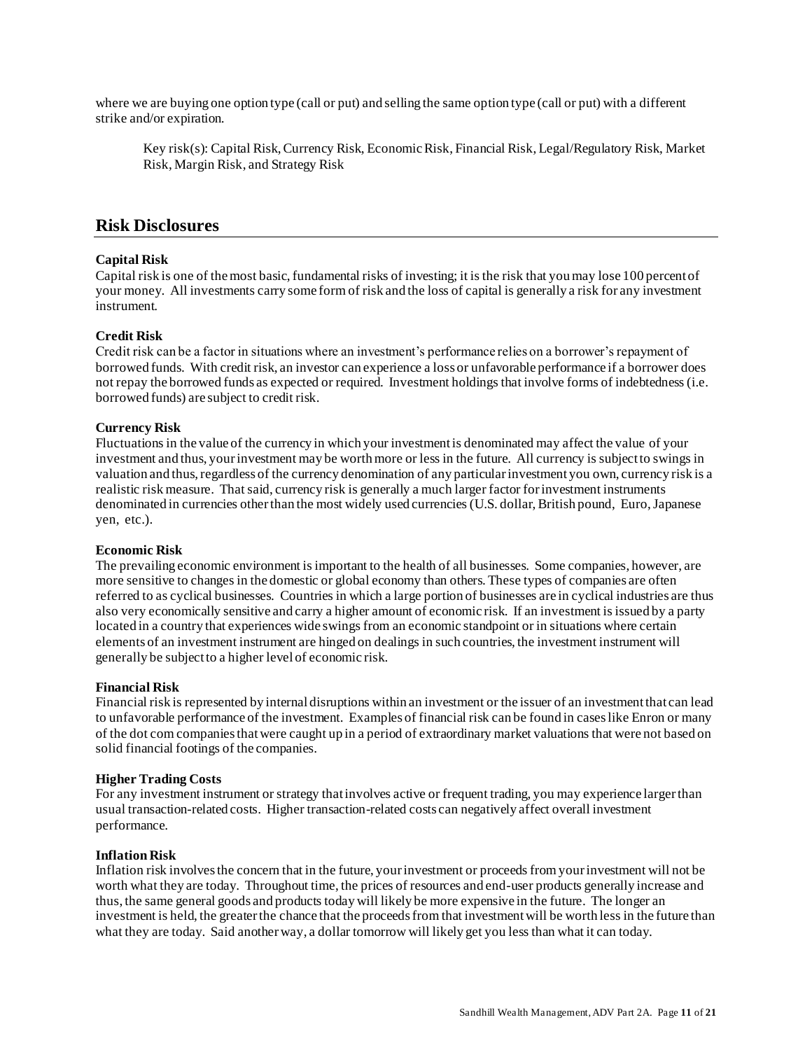where we are buying one option type (call or put) and selling the same option type (call or put) with a different strike and/or expiration.

> Key risk(s): Capital Risk, Currency Risk, Economic Risk, Financial Risk, Legal/Regulatory Risk, Market Risk, Margin Risk, and Strategy Risk

## Risk Disclosures

**Capital Risk**
Capital risk is one of the most basic, fundamental risks of investing; it is the risk that you may lose 100 percent of your money. All investments carry some form of risk and the loss of capital is generally a risk for any investment instrument.

**Credit Risk**
Credit risk can be a factor in situations where an investment's performance relies on a borrower's repayment of borrowed funds. With credit risk, an investor can experience a loss or unfavorable performance if a borrower does not repay the borrowed funds as expected or required. Investment holdings that involve forms of indebtedness (i.e. borrowed funds) are subject to credit risk.

**Currency Risk**
Fluctuations in the value of the currency in which your investment is denominated may affect the value of your investment and thus, your investment may be worth more or less in the future. All currency is subject to swings in valuation and thus, regardless of the currency denomination of any particular investment you own, currency risk is a realistic risk measure. That said, currency risk is generally a much larger factor for investment instruments denominated in currencies other than the most widely used currencies (U.S. dollar, British pound, Euro, Japanese yen, etc.).

**Economic Risk**
The prevailing economic environment is important to the health of all businesses. Some companies, however, are more sensitive to changes in the domestic or global economy than others. These types of companies are often referred to as cyclical businesses. Countries in which a large portion of businesses are in cyclical industries are thus also very economically sensitive and carry a higher amount of economic risk. If an investment is issued by a party located in a country that experiences wide swings from an economic standpoint or in situations where certain elements of an investment instrument are hinged on dealings in such countries, the investment instrument will generally be subject to a higher level of economic risk.

**Financial Risk**
Financial risk is represented by internal disruptions within an investment or the issuer of an investment that can lead to unfavorable performance of the investment. Examples of financial risk can be found in cases like Enron or many of the dot com companies that were caught up in a period of extraordinary market valuations that were not based on solid financial footings of the companies.

**Higher Trading Costs**
For any investment instrument or strategy that involves active or frequent trading, you may experience larger than usual transaction-related costs. Higher transaction-related costs can negatively affect overall investment performance.

**Inflation Risk**
Inflation risk involves the concern that in the future, your investment or proceeds from your investment will not be worth what they are today. Throughout time, the prices of resources and end-user products generally increase and thus, the same general goods and products today will likely be more expensive in the future. The longer an investment is held, the greater the chance that the proceeds from that investment will be worth less in the future than what they are today. Said another way, a dollar tomorrow will likely get you less than what it can today.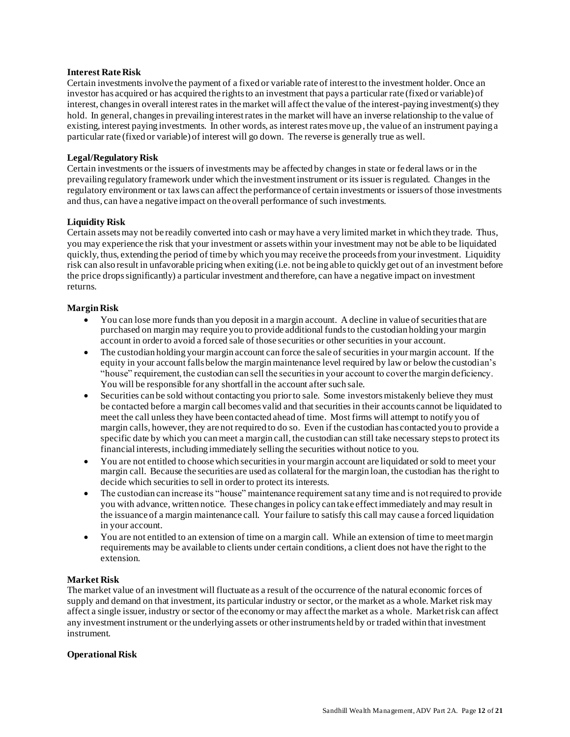**Interest Rate Risk**
Certain investments involve the payment of a fixed or variable rate of interest to the investment holder. Once an investor has acquired or has acquired the rights to an investment that pays a particular rate (fixed or variable) of interest, changes in overall interest rates in the market will affect the value of the interest-paying investment(s) they hold. In general, changes in prevailing interest rates in the market will have an inverse relationship to the value of existing, interest paying investments. In other words, as interest rates move up, the value of an instrument paying a particular rate (fixed or variable) of interest will go down. The reverse is generally true as well.

**Legal/Regulatory Risk**
Certain investments or the issuers of investments may be affected by changes in state or federal laws or in the prevailing regulatory framework under which the investment instrument or its issuer is regulated. Changes in the regulatory environment or tax laws can affect the performance of certain investments or issuers of those investments and thus, can have a negative impact on the overall performance of such investments.

**Liquidity Risk**
Certain assets may not be readily converted into cash or may have a very limited market in which they trade. Thus, you may experience the risk that your investment or assets within your investment may not be able to be liquidated quickly, thus, extending the period of time by which you may receive the proceeds from your investment. Liquidity risk can also result in unfavorable pricing when exiting (i.e. not being able to quickly get out of an investment before the price drops significantly) a particular investment and therefore, can have a negative impact on investment returns.

**Margin Risk**

- You can lose more funds than you deposit in a margin account. A decline in value of securities that are purchased on margin may require you to provide additional funds to the custodian holding your margin account in order to avoid a forced sale of those securities or other securities in your account.
- The custodian holding your margin account can force the sale of securities in your margin account. If the equity in your account falls below the margin maintenance level required by law or below the custodian's "house" requirement, the custodian can sell the securities in your account to cover the margin deficiency. You will be responsible for any shortfall in the account after such sale.
- Securities can be sold without contacting you prior to sale. Some investors mistakenly believe they must be contacted before a margin call becomes valid and that securities in their accounts cannot be liquidated to meet the call unless they have been contacted ahead of time. Most firms will attempt to notify you of margin calls, however, they are not required to do so. Even if the custodian has contacted you to provide a specific date by which you can meet a margin call, the custodian can still take necessary steps to protect its financial interests, including immediately selling the securities without notice to you.
- You are not entitled to choose which securities in your margin account are liquidated or sold to meet your margin call. Because the securities are used as collateral for the margin loan, the custodian has the right to decide which securities to sell in order to protect its interests.
- The custodian can increase its "house" maintenance requirements at any time and is not required to provide you with advance, written notice. These changes in policy can take effect immediately and may result in the issuance of a margin maintenance call. Your failure to satisfy this call may cause a forced liquidation in your account.
- You are not entitled to an extension of time on a margin call. While an extension of time to meet margin requirements may be available to clients under certain conditions, a client does not have the right to the extension.

**Market Risk**
The market value of an investment will fluctuate as a result of the occurrence of the natural economic forces of supply and demand on that investment, its particular industry or sector, or the market as a whole. Market risk may affect a single issuer, industry or sector of the economy or may affect the market as a whole. Market risk can affect any investment instrument or the underlying assets or other instruments held by or traded within that investment instrument.

**Operational Risk**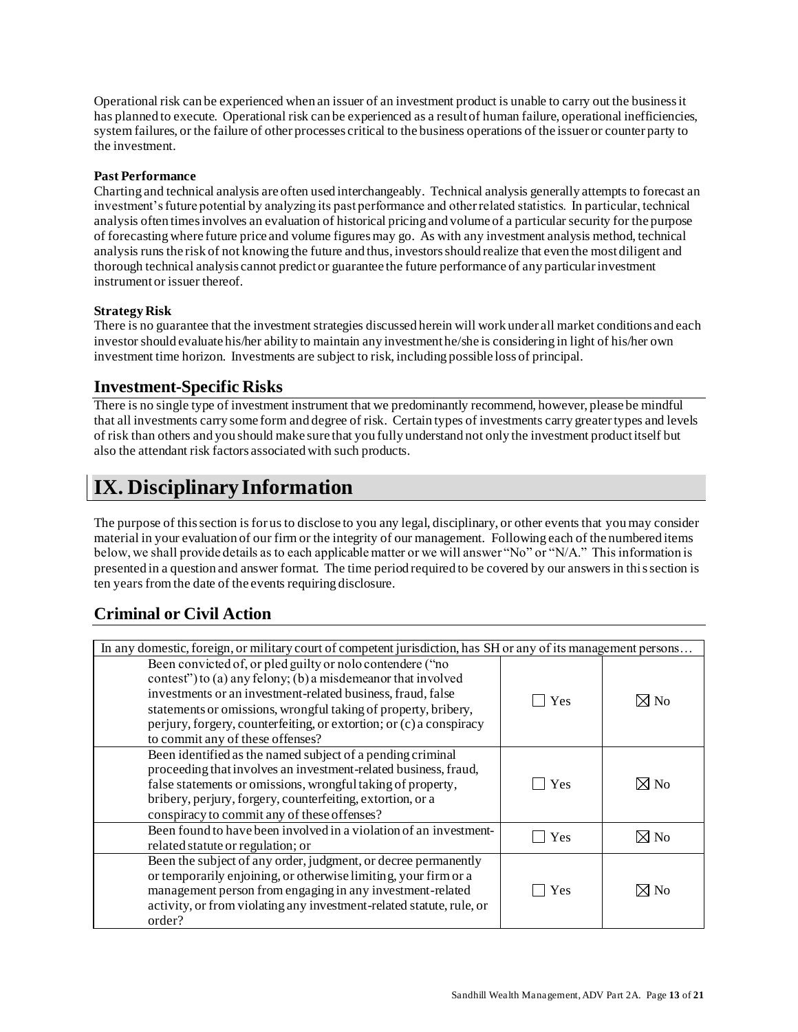Operational risk can be experienced when an issuer of an investment product is unable to carry out the business it has planned to execute. Operational risk can be experienced as a result of human failure, operational inefficiencies, system failures, or the failure of other processes critical to the business operations of the issuer or counter party to the investment.

**Past Performance**
Charting and technical analysis are often used interchangeably. Technical analysis generally attempts to forecast an investment's future potential by analyzing its past performance and other related statistics. In particular, technical analysis often times involves an evaluation of historical pricing and volume of a particular security for the purpose of forecasting where future price and volume figures may go. As with any investment analysis method, technical analysis runs the risk of not knowing the future and thus, investors should realize that even the most diligent and thorough technical analysis cannot predict or guarantee the future performance of any particular investment instrument or issuer thereof.

**Strategy Risk**
There is no guarantee that the investment strategies discussed herein will work under all market conditions and each investor should evaluate his/her ability to maintain any investment he/she is considering in light of his/her own investment time horizon. Investments are subject to risk, including possible loss of principal.

## Investment-Specific Risks

There is no single type of investment instrument that we predominantly recommend, however, please be mindful that all investments carry some form and degree of risk. Certain types of investments carry greater types and levels of risk than others and you should make sure that you fully understand not only the investment product itself but also the attendant risk factors associated with such products.

# IX. Disciplinary Information

The purpose of this section is for us to disclose to you any legal, disciplinary, or other events that you may consider material in your evaluation of our firm or the integrity of our management. Following each of the numbered items below, we shall provide details as to each applicable matter or we will answer "No" or "N/A." This information is presented in a question and answer format. The time period required to be covered by our answers in this section is ten years from the date of the events requiring disclosure.

## Criminal or Civil Action

| In any domestic, foreign, or military court of competent jurisdiction, has SH or any of its management persons… | | |
|---|---|---|
| Been convicted of, or pled guilty or nolo contendere ("no contest") to (a) any felony; (b) a misdemeanor that involved investments or an investment-related business, fraud, false statements or omissions, wrongful taking of property, bribery, perjury, forgery, counterfeiting, or extortion; or (c) a conspiracy to commit any of these offenses? | ☐ Yes | ☒ No |
| Been identified as the named subject of a pending criminal proceeding that involves an investment-related business, fraud, false statements or omissions, wrongful taking of property, bribery, perjury, forgery, counterfeiting, extortion, or a conspiracy to commit any of these offenses? | ☐ Yes | ☒ No |
| Been found to have been involved in a violation of an investment-related statute or regulation; or | ☐ Yes | ☒ No |
| Been the subject of any order, judgment, or decree permanently or temporarily enjoining, or otherwise limiting, your firm or a management person from engaging in any investment-related activity, or from violating any investment-related statute, rule, or order? | ☐ Yes | ☒ No |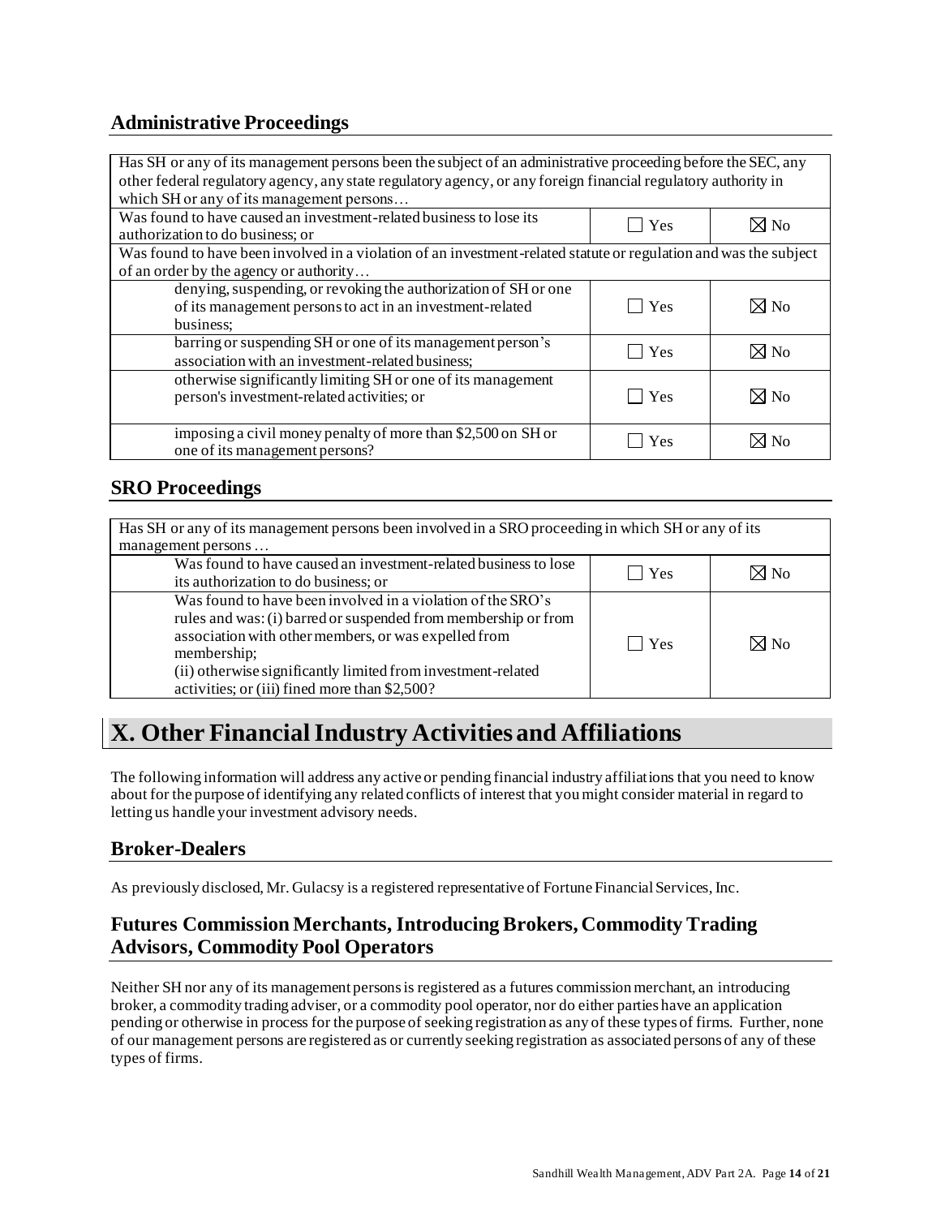## Administrative Proceedings

| Has SH or any of its management persons been the subject of an administrative proceeding before the SEC, any other federal regulatory agency, any state regulatory agency, or any foreign financial regulatory authority in which SH or any of its management persons… | | |
|---|---|---|
| Was found to have caused an investment-related business to lose its authorization to do business; or | ☐ Yes | ☒ No |
| Was found to have been involved in a violation of an investment-related statute or regulation and was the subject of an order by the agency or authority… | | |
| denying, suspending, or revoking the authorization of SH or one of its management persons to act in an investment-related business; | ☐ Yes | ☒ No |
| barring or suspending SH or one of its management person's association with an investment-related business; | ☐ Yes | ☒ No |
| otherwise significantly limiting SH or one of its management person's investment-related activities; or | ☐ Yes | ☒ No |
| imposing a civil money penalty of more than $2,500 on SH or one of its management persons? | ☐ Yes | ☒ No |

## SRO Proceedings

| Has SH or any of its management persons been involved in a SRO proceeding in which SH or any of its management persons … | | |
|---|---|---|
| Was found to have caused an investment-related business to lose its authorization to do business; or | ☐ Yes | ☒ No |
| Was found to have been involved in a violation of the SRO's rules and was: (i) barred or suspended from membership or from association with other members, or was expelled from membership; (ii) otherwise significantly limited from investment-related activities; or (iii) fined more than $2,500? | ☐ Yes | ☒ No |

# X. Other Financial Industry Activities and Affiliations

The following information will address any active or pending financial industry affiliations that you need to know about for the purpose of identifying any related conflicts of interest that you might consider material in regard to letting us handle your investment advisory needs.

## Broker-Dealers

As previously disclosed, Mr. Gulacsy is a registered representative of Fortune Financial Services, Inc.

## Futures Commission Merchants, Introducing Brokers, Commodity Trading Advisors, Commodity Pool Operators

Neither SH nor any of its management persons is registered as a futures commission merchant, an introducing broker, a commodity trading adviser, or a commodity pool operator, nor do either parties have an application pending or otherwise in process for the purpose of seeking registration as any of these types of firms. Further, none of our management persons are registered as or currently seeking registration as associated persons of any of these types of firms.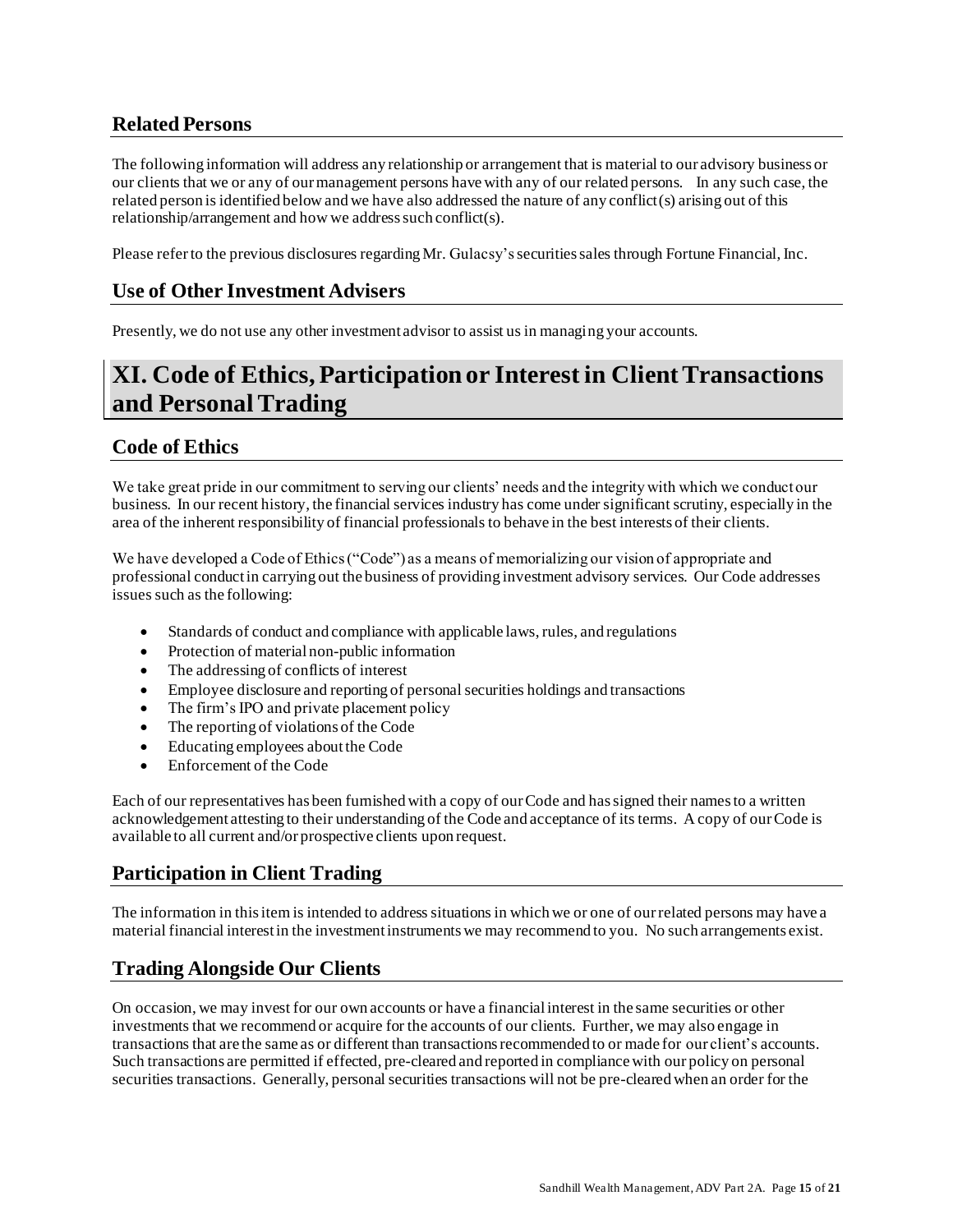## Related Persons

The following information will address any relationship or arrangement that is material to our advisory business or our clients that we or any of our management persons have with any of our related persons. In any such case, the related person is identified below and we have also addressed the nature of any conflict(s) arising out of this relationship/arrangement and how we address such conflict(s).

Please refer to the previous disclosures regarding Mr. Gulacsy's securities sales through Fortune Financial, Inc.

## Use of Other Investment Advisers

Presently, we do not use any other investment advisor to assist us in managing your accounts.

# XI. Code of Ethics, Participation or Interest in Client Transactions and Personal Trading

## Code of Ethics

We take great pride in our commitment to serving our clients' needs and the integrity with which we conduct our business. In our recent history, the financial services industry has come under significant scrutiny, especially in the area of the inherent responsibility of financial professionals to behave in the best interests of their clients.

We have developed a Code of Ethics ("Code") as a means of memorializing our vision of appropriate and professional conduct in carrying out the business of providing investment advisory services. Our Code addresses issues such as the following:

- Standards of conduct and compliance with applicable laws, rules, and regulations
- Protection of material non-public information
- The addressing of conflicts of interest
- Employee disclosure and reporting of personal securities holdings and transactions
- The firm's IPO and private placement policy
- The reporting of violations of the Code
- Educating employees about the Code
- Enforcement of the Code

Each of our representatives has been furnished with a copy of our Code and has signed their names to a written acknowledgement attesting to their understanding of the Code and acceptance of its terms. A copy of our Code is available to all current and/or prospective clients upon request.

## Participation in Client Trading

The information in this item is intended to address situations in which we or one of our related persons may have a material financial interest in the investment instruments we may recommend to you. No such arrangements exist.

## Trading Alongside Our Clients

On occasion, we may invest for our own accounts or have a financial interest in the same securities or other investments that we recommend or acquire for the accounts of our clients. Further, we may also engage in transactions that are the same as or different than transactions recommended to or made for our client's accounts. Such transactions are permitted if effected, pre-cleared and reported in compliance with our policy on personal securities transactions. Generally, personal securities transactions will not be pre-cleared when an order for the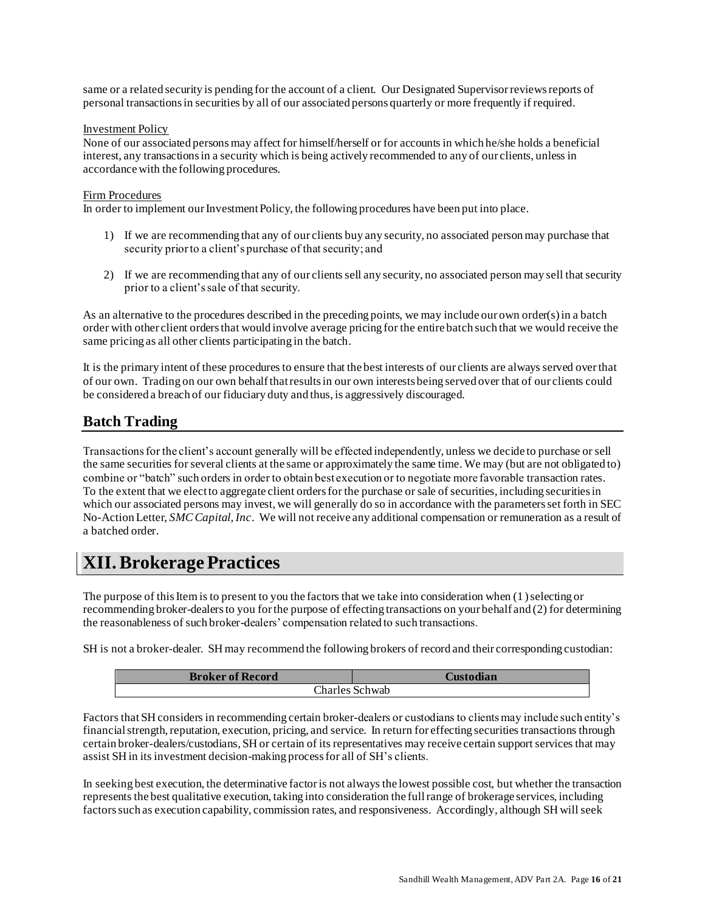same or a related security is pending for the account of a client. Our Designated Supervisor reviews reports of personal transactions in securities by all of our associated persons quarterly or more frequently if required.

Investment Policy

None of our associated persons may affect for himself/herself or for accounts in which he/she holds a beneficial interest, any transactions in a security which is being actively recommended to any of our clients, unless in accordance with the following procedures.

Firm Procedures

In order to implement our Investment Policy, the following procedures have been put into place.

1) If we are recommending that any of our clients buy any security, no associated person may purchase that security prior to a client's purchase of that security; and

2) If we are recommending that any of our clients sell any security, no associated person may sell that security prior to a client's sale of that security.

As an alternative to the procedures described in the preceding points, we may include our own order(s) in a batch order with other client orders that would involve average pricing for the entire batch such that we would receive the same pricing as all other clients participating in the batch.

It is the primary intent of these procedures to ensure that the best interests of our clients are always served over that of our own. Trading on our own behalf that results in our own interests being served over that of our clients could be considered a breach of our fiduciary duty and thus, is aggressively discouraged.

## Batch Trading

Transactions for the client's account generally will be effected independently, unless we decide to purchase or sell the same securities for several clients at the same or approximately the same time. We may (but are not obligated to) combine or "batch" such orders in order to obtain best execution or to negotiate more favorable transaction rates. To the extent that we elect to aggregate client orders for the purchase or sale of securities, including securities in which our associated persons may invest, we will generally do so in accordance with the parameters set forth in SEC No-Action Letter, *SMC Capital, Inc*. We will not receive any additional compensation or remuneration as a result of a batched order.

# XII. Brokerage Practices

The purpose of this Item is to present to you the factors that we take into consideration when (1) selecting or recommending broker-dealers to you for the purpose of effecting transactions on your behalf and (2) for determining the reasonableness of such broker-dealers' compensation related to such transactions.

SH is not a broker-dealer. SH may recommend the following brokers of record and their corresponding custodian:

| Broker of Record | Custodian |
|---|---|
| Charles Schwab | |

Factors that SH considers in recommending certain broker-dealers or custodians to clients may include such entity's financial strength, reputation, execution, pricing, and service. In return for effecting securities transactions through certain broker-dealers/custodians, SH or certain of its representatives may receive certain support services that may assist SH in its investment decision-making process for all of SH's clients.

In seeking best execution, the determinative factor is not always the lowest possible cost, but whether the transaction represents the best qualitative execution, taking into consideration the full range of brokerage services, including factors such as execution capability, commission rates, and responsiveness. Accordingly, although SH will seek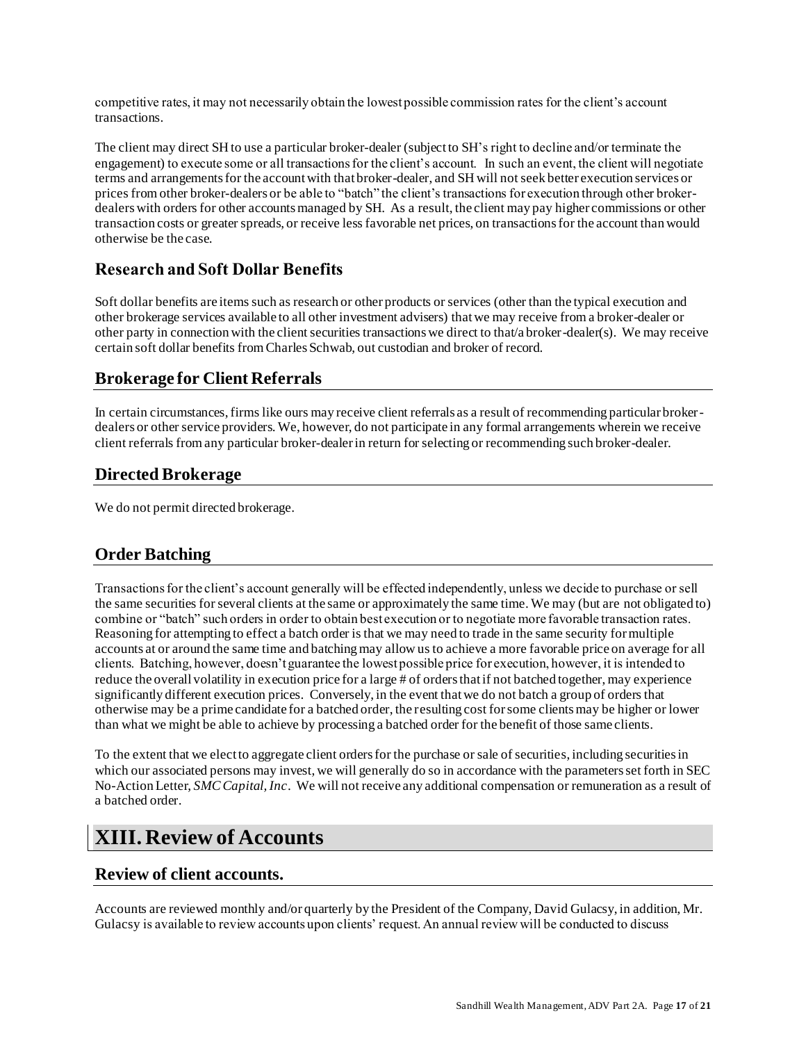competitive rates, it may not necessarily obtain the lowest possible commission rates for the client's account transactions.

The client may direct SH to use a particular broker-dealer (subject to SH's right to decline and/or terminate the engagement) to execute some or all transactions for the client's account. In such an event, the client will negotiate terms and arrangements for the account with that broker-dealer, and SH will not seek better execution services or prices from other broker-dealers or be able to "batch" the client's transactions for execution through other broker-dealers with orders for other accounts managed by SH. As a result, the client may pay higher commissions or other transaction costs or greater spreads, or receive less favorable net prices, on transactions for the account than would otherwise be the case.

## Research and Soft Dollar Benefits

Soft dollar benefits are items such as research or other products or services (other than the typical execution and other brokerage services available to all other investment advisers) that we may receive from a broker-dealer or other party in connection with the client securities transactions we direct to that/a broker-dealer(s). We may receive certain soft dollar benefits from Charles Schwab, out custodian and broker of record.

## Brokerage for Client Referrals

In certain circumstances, firms like ours may receive client referrals as a result of recommending particular broker-dealers or other service providers. We, however, do not participate in any formal arrangements wherein we receive client referrals from any particular broker-dealer in return for selecting or recommending such broker-dealer.

## Directed Brokerage

We do not permit directed brokerage.

## Order Batching

Transactions for the client's account generally will be effected independently, unless we decide to purchase or sell the same securities for several clients at the same or approximately the same time. We may (but are not obligated to) combine or "batch" such orders in order to obtain best execution or to negotiate more favorable transaction rates. Reasoning for attempting to effect a batch order is that we may need to trade in the same security for multiple accounts at or around the same time and batching may allow us to achieve a more favorable price on average for all clients. Batching, however, doesn't guarantee the lowest possible price for execution, however, it is intended to reduce the overall volatility in execution price for a large # of orders that if not batched together, may experience significantly different execution prices. Conversely, in the event that we do not batch a group of orders that otherwise may be a prime candidate for a batched order, the resulting cost for some clients may be higher or lower than what we might be able to achieve by processing a batched order for the benefit of those same clients.

To the extent that we elect to aggregate client orders for the purchase or sale of securities, including securities in which our associated persons may invest, we will generally do so in accordance with the parameters set forth in SEC No-Action Letter, *SMC Capital, Inc*. We will not receive any additional compensation or remuneration as a result of a batched order.

# XIII. Review of Accounts

## Review of client accounts.

Accounts are reviewed monthly and/or quarterly by the President of the Company, David Gulacsy, in addition, Mr. Gulacsy is available to review accounts upon clients' request. An annual review will be conducted to discuss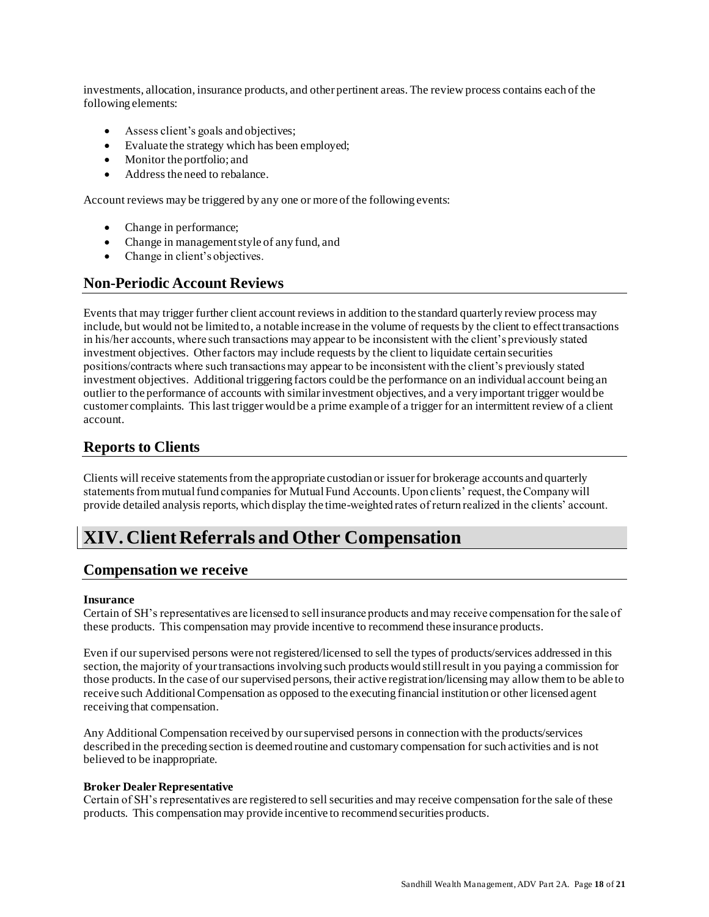investments, allocation, insurance products, and other pertinent areas. The review process contains each of the following elements:

- Assess client's goals and objectives;
- Evaluate the strategy which has been employed;
- Monitor the portfolio; and
- Address the need to rebalance.

Account reviews may be triggered by any one or more of the following events:

- Change in performance;
- Change in management style of any fund, and
- Change in client's objectives.

## Non-Periodic Account Reviews

Events that may trigger further client account reviews in addition to the standard quarterly review process may include, but would not be limited to, a notable increase in the volume of requests by the client to effect transactions in his/her accounts, where such transactions may appear to be inconsistent with the client's previously stated investment objectives. Other factors may include requests by the client to liquidate certain securities positions/contracts where such transactions may appear to be inconsistent with the client's previously stated investment objectives. Additional triggering factors could be the performance on an individual account being an outlier to the performance of accounts with similar investment objectives, and a very important trigger would be customer complaints. This last trigger would be a prime example of a trigger for an intermittent review of a client account.

## Reports to Clients

Clients will receive statements from the appropriate custodian or issuer for brokerage accounts and quarterly statements from mutual fund companies for Mutual Fund Accounts. Upon clients' request, the Company will provide detailed analysis reports, which display the time-weighted rates of return realized in the clients' account.

# XIV. Client Referrals and Other Compensation

## Compensation we receive

**Insurance**

Certain of SH's representatives are licensed to sell insurance products and may receive compensation for the sale of these products. This compensation may provide incentive to recommend these insurance products.

Even if our supervised persons were not registered/licensed to sell the types of products/services addressed in this section, the majority of your transactions involving such products would still result in you paying a commission for those products. In the case of our supervised persons, their active registration/licensing may allow them to be able to receive such Additional Compensation as opposed to the executing financial institution or other licensed agent receiving that compensation.

Any Additional Compensation received by our supervised persons in connection with the products/services described in the preceding section is deemed routine and customary compensation for such activities and is not believed to be inappropriate.

**Broker Dealer Representative**

Certain of SH's representatives are registered to sell securities and may receive compensation for the sale of these products. This compensation may provide incentive to recommend securities products.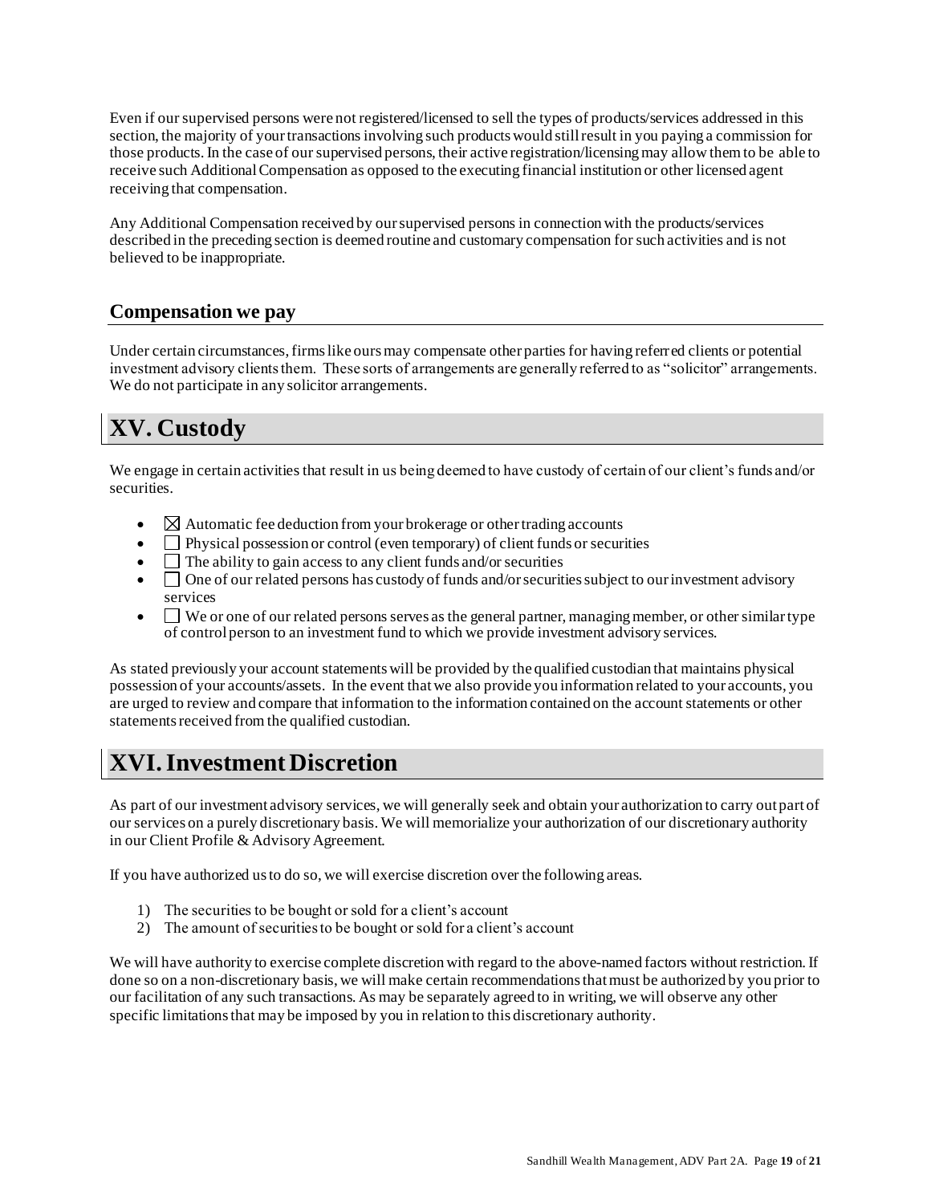Even if our supervised persons were not registered/licensed to sell the types of products/services addressed in this section, the majority of your transactions involving such products would still result in you paying a commission for those products. In the case of our supervised persons, their active registration/licensing may allow them to be able to receive such Additional Compensation as opposed to the executing financial institution or other licensed agent receiving that compensation.

Any Additional Compensation received by our supervised persons in connection with the products/services described in the preceding section is deemed routine and customary compensation for such activities and is not believed to be inappropriate.

### Compensation we pay

Under certain circumstances, firms like ours may compensate other parties for having referred clients or potential investment advisory clients them. These sorts of arrangements are generally referred to as "solicitor" arrangements. We do not participate in any solicitor arrangements.

## XV. Custody

We engage in certain activities that result in us being deemed to have custody of certain of our client's funds and/or securities.

- ☒ Automatic fee deduction from your brokerage or other trading accounts
- ☐ Physical possession or control (even temporary) of client funds or securities
- ☐ The ability to gain access to any client funds and/or securities
- ☐ One of our related persons has custody of funds and/or securities subject to our investment advisory services
- ☐ We or one of our related persons serves as the general partner, managing member, or other similar type of control person to an investment fund to which we provide investment advisory services.

As stated previously your account statements will be provided by the qualified custodian that maintains physical possession of your accounts/assets. In the event that we also provide you information related to your accounts, you are urged to review and compare that information to the information contained on the account statements or other statements received from the qualified custodian.

## XVI. Investment Discretion

As part of our investment advisory services, we will generally seek and obtain your authorization to carry out part of our services on a purely discretionary basis. We will memorialize your authorization of our discretionary authority in our Client Profile & Advisory Agreement.

If you have authorized us to do so, we will exercise discretion over the following areas.

1) The securities to be bought or sold for a client's account
2) The amount of securities to be bought or sold for a client's account

We will have authority to exercise complete discretion with regard to the above-named factors without restriction. If done so on a non-discretionary basis, we will make certain recommendations that must be authorized by you prior to our facilitation of any such transactions. As may be separately agreed to in writing, we will observe any other specific limitations that may be imposed by you in relation to this discretionary authority.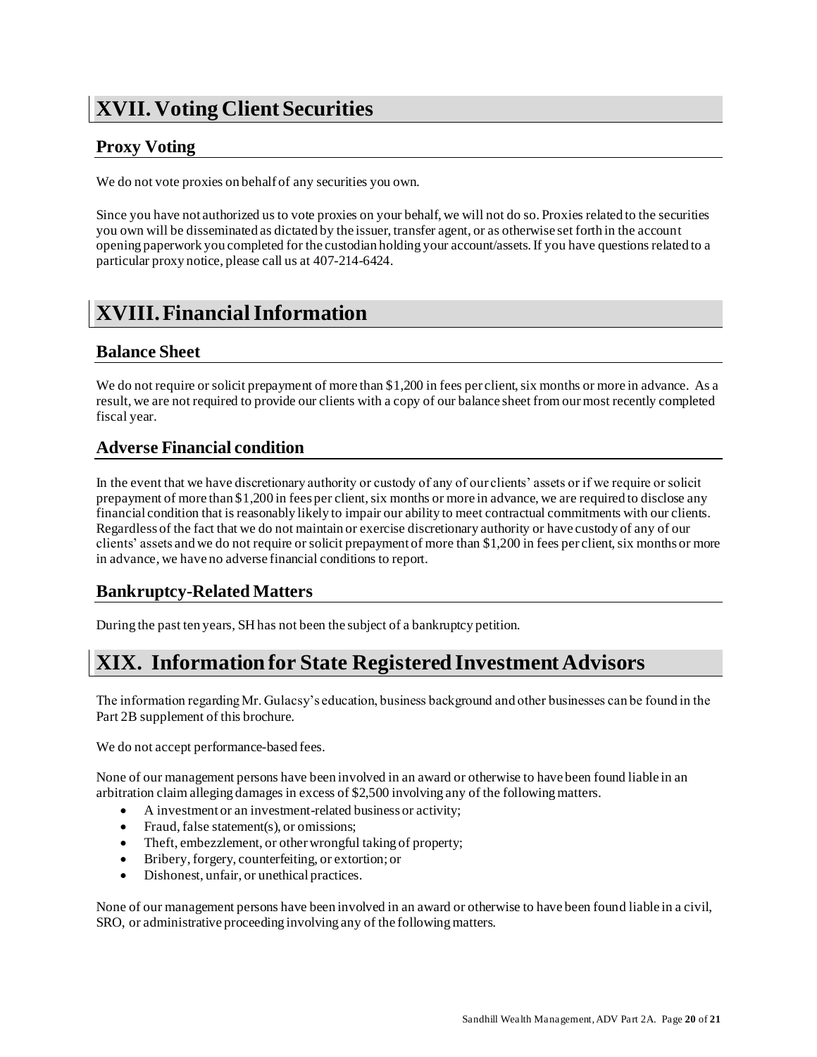# XVII. Voting Client Securities

## Proxy Voting

We do not vote proxies on behalf of any securities you own.

Since you have not authorized us to vote proxies on your behalf, we will not do so. Proxies related to the securities you own will be disseminated as dictated by the issuer, transfer agent, or as otherwise set forth in the account opening paperwork you completed for the custodian holding your account/assets. If you have questions related to a particular proxy notice, please call us at 407-214-6424.

# XVIII. Financial Information

## Balance Sheet

We do not require or solicit prepayment of more than $1,200 in fees per client, six months or more in advance. As a result, we are not required to provide our clients with a copy of our balance sheet from our most recently completed fiscal year.

## Adverse Financial condition

In the event that we have discretionary authority or custody of any of our clients' assets or if we require or solicit prepayment of more than $1,200 in fees per client, six months or more in advance, we are required to disclose any financial condition that is reasonably likely to impair our ability to meet contractual commitments with our clients. Regardless of the fact that we do not maintain or exercise discretionary authority or have custody of any of our clients' assets and we do not require or solicit prepayment of more than $1,200 in fees per client, six months or more in advance, we have no adverse financial conditions to report.

## Bankruptcy-Related Matters

During the past ten years, SH has not been the subject of a bankruptcy petition.

# XIX. Information for State Registered Investment Advisors

The information regarding Mr. Gulacsy's education, business background and other businesses can be found in the Part 2B supplement of this brochure.

We do not accept performance-based fees.

None of our management persons have been involved in an award or otherwise to have been found liable in an arbitration claim alleging damages in excess of $2,500 involving any of the following matters.

- A investment or an investment-related business or activity;
- Fraud, false statement(s), or omissions;
- Theft, embezzlement, or other wrongful taking of property;
- Bribery, forgery, counterfeiting, or extortion; or
- Dishonest, unfair, or unethical practices.

None of our management persons have been involved in an award or otherwise to have been found liable in a civil, SRO, or administrative proceeding involving any of the following matters.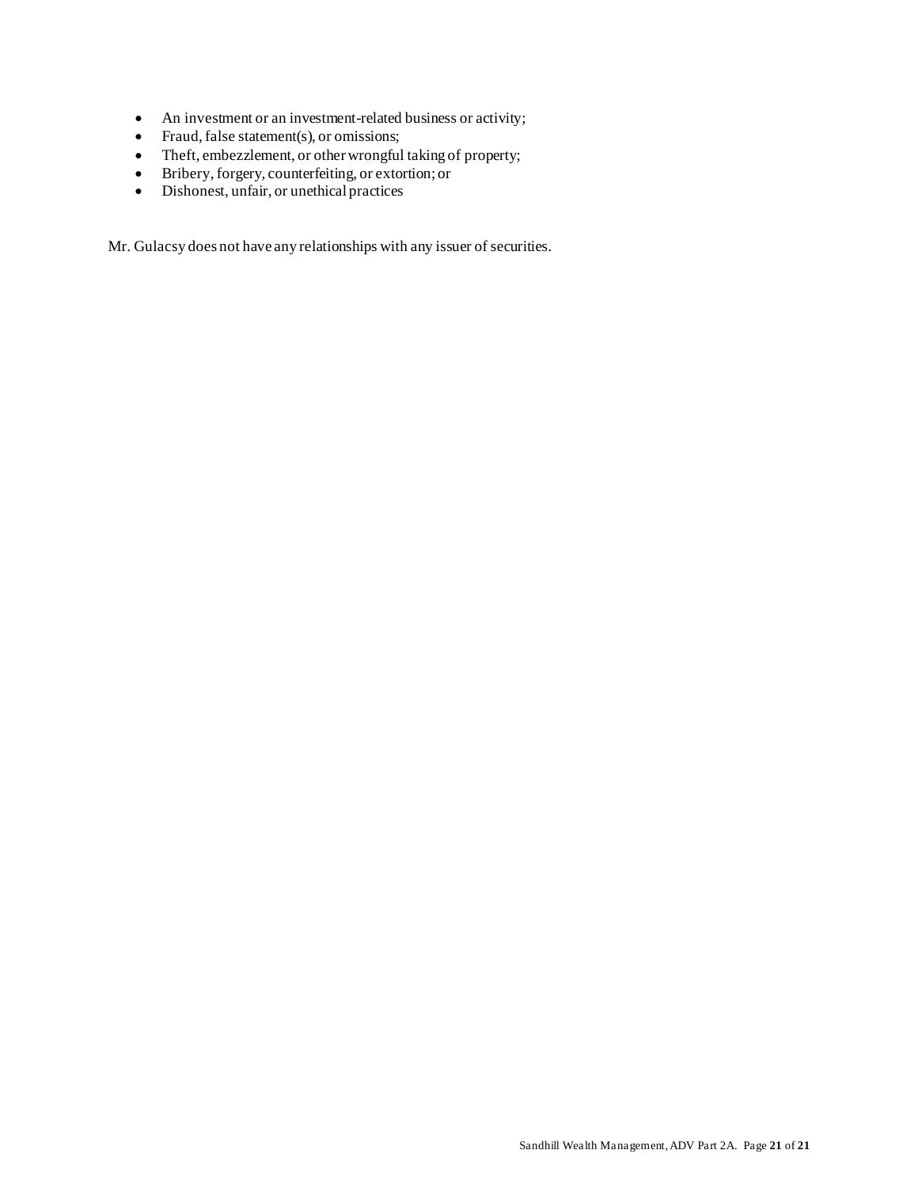- An investment or an investment-related business or activity;
- Fraud, false statement(s), or omissions;
- Theft, embezzlement, or other wrongful taking of property;
- Bribery, forgery, counterfeiting, or extortion; or
- Dishonest, unfair, or unethical practices

Mr. Gulacsy does not have any relationships with any issuer of securities.